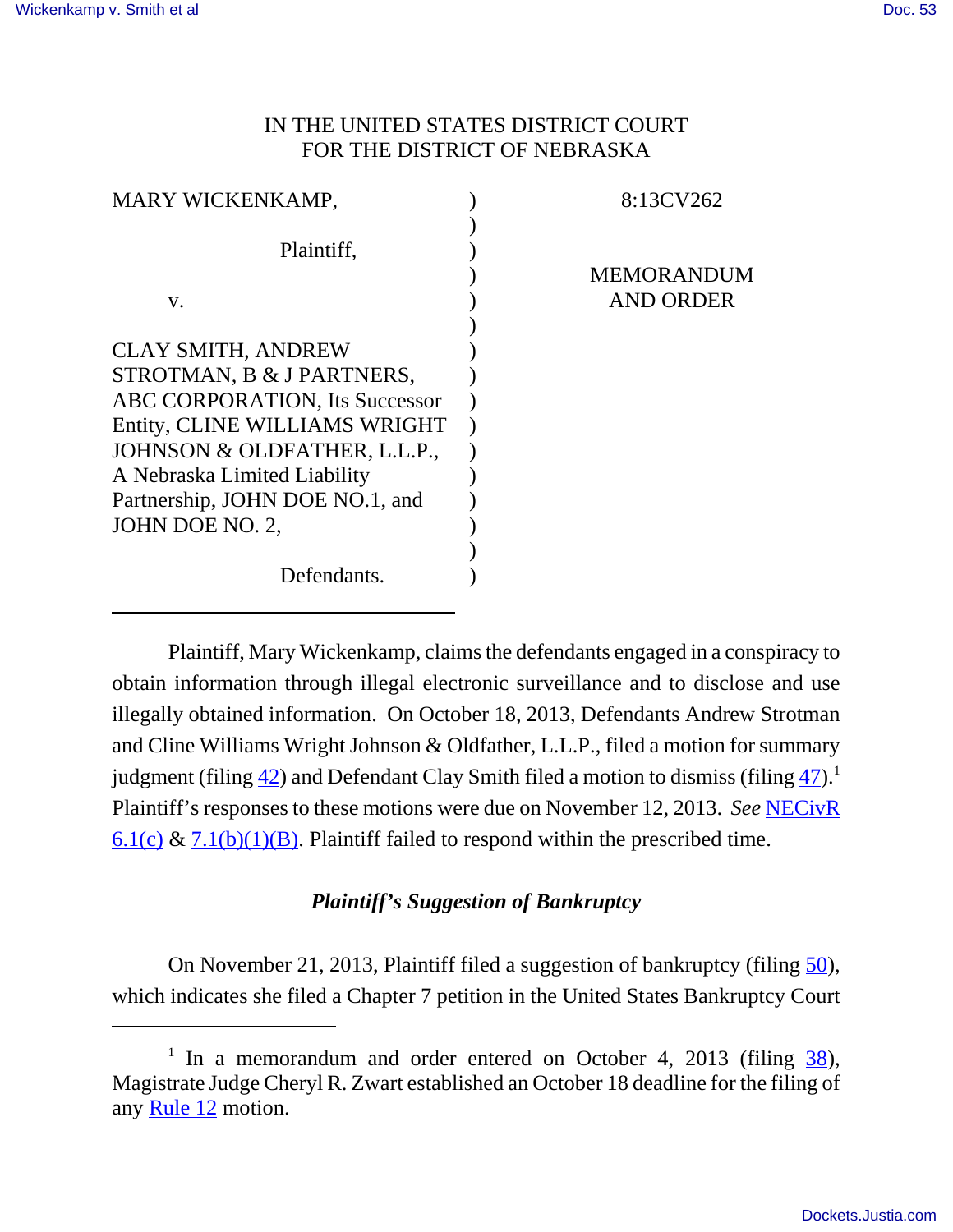IN THE UNITED STATES DISTRICT COURT
FOR THE DISTRICT OF NEBRASKA

| | | |
|---|---|---|
| MARY WICKENKAMP, Plaintiff, v. CLAY SMITH, ANDREW STROTMAN, B & J PARTNERS, ABC CORPORATION, Its Successor Entity, CLINE WILLIAMS WRIGHT JOHNSON & OLDFATHER, L.L.P., A Nebraska Limited Liability Partnership, JOHN DOE NO.1, and JOHN DOE NO. 2, Defendants. | ) | 8:13CV262 MEMORANDUM AND ORDER |

Plaintiff, Mary Wickenkamp, claims the defendants engaged in a conspiracy to obtain information through illegal electronic surveillance and to disclose and use illegally obtained information. On October 18, 2013, Defendants Andrew Strotman and Cline Williams Wright Johnson & Oldfather, L.L.P., filed a motion for summary judgment (filing 42) and Defendant Clay Smith filed a motion to dismiss (filing 47).[1] Plaintiff's responses to these motions were due on November 12, 2013. *See* NECivR 6.1(c) & 7.1(b)(1)(B). Plaintiff failed to respond within the prescribed time.

### *Plaintiff's Suggestion of Bankruptcy*

On November 21, 2013, Plaintiff filed a suggestion of bankruptcy (filing 50), which indicates she filed a Chapter 7 petition in the United States Bankruptcy Court

[1] In a memorandum and order entered on October 4, 2013 (filing 38), Magistrate Judge Cheryl R. Zwart established an October 18 deadline for the filing of any Rule 12 motion.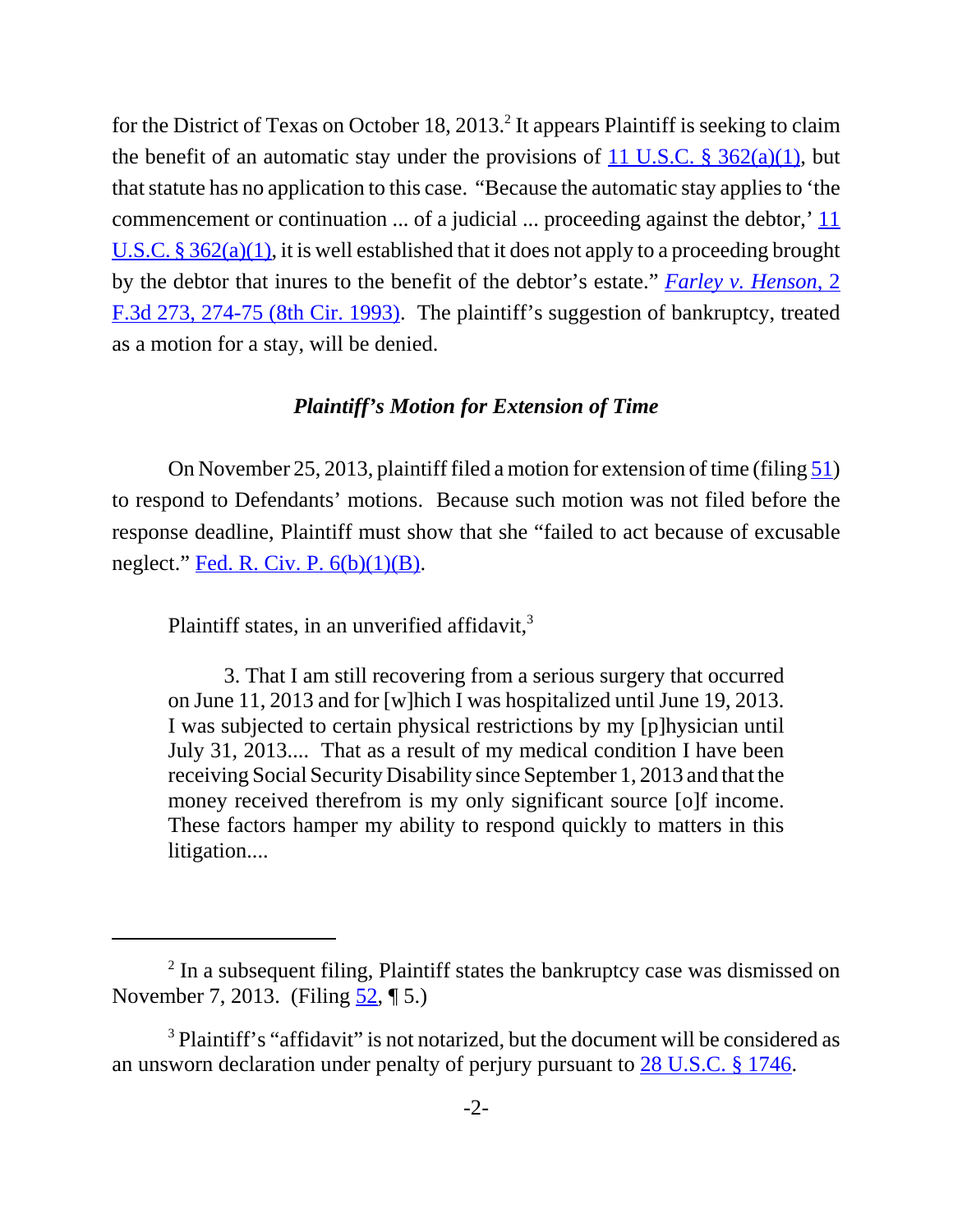for the District of Texas on October 18, 2013.[2] It appears Plaintiff is seeking to claim the benefit of an automatic stay under the provisions of 11 U.S.C. § 362(a)(1), but that statute has no application to this case. "Because the automatic stay applies to 'the commencement or continuation ... of a judicial ... proceeding against the debtor,' 11 U.S.C. § 362(a)(1), it is well established that it does not apply to a proceeding brought by the debtor that inures to the benefit of the debtor's estate." *Farley v. Henson*, 2 F.3d 273, 274-75 (8th Cir. 1993). The plaintiff's suggestion of bankruptcy, treated as a motion for a stay, will be denied.

### *Plaintiff's Motion for Extension of Time*

On November 25, 2013, plaintiff filed a motion for extension of time (filing 51) to respond to Defendants' motions. Because such motion was not filed before the response deadline, Plaintiff must show that she "failed to act because of excusable neglect." Fed. R. Civ. P. 6(b)(1)(B).

Plaintiff states, in an unverified affidavit,[3]

> 3. That I am still recovering from a serious surgery that occurred on June 11, 2013 and for [w]hich I was hospitalized until June 19, 2013. I was subjected to certain physical restrictions by my [p]hysician until July 31, 2013.... That as a result of my medical condition I have been receiving Social Security Disability since September 1, 2013 and that the money received therefrom is my only significant source [o]f income. These factors hamper my ability to respond quickly to matters in this litigation....

---

[2] In a subsequent filing, Plaintiff states the bankruptcy case was dismissed on November 7, 2013. (Filing 52, ¶ 5.)

[3] Plaintiff's "affidavit" is not notarized, but the document will be considered as an unsworn declaration under penalty of perjury pursuant to 28 U.S.C. § 1746.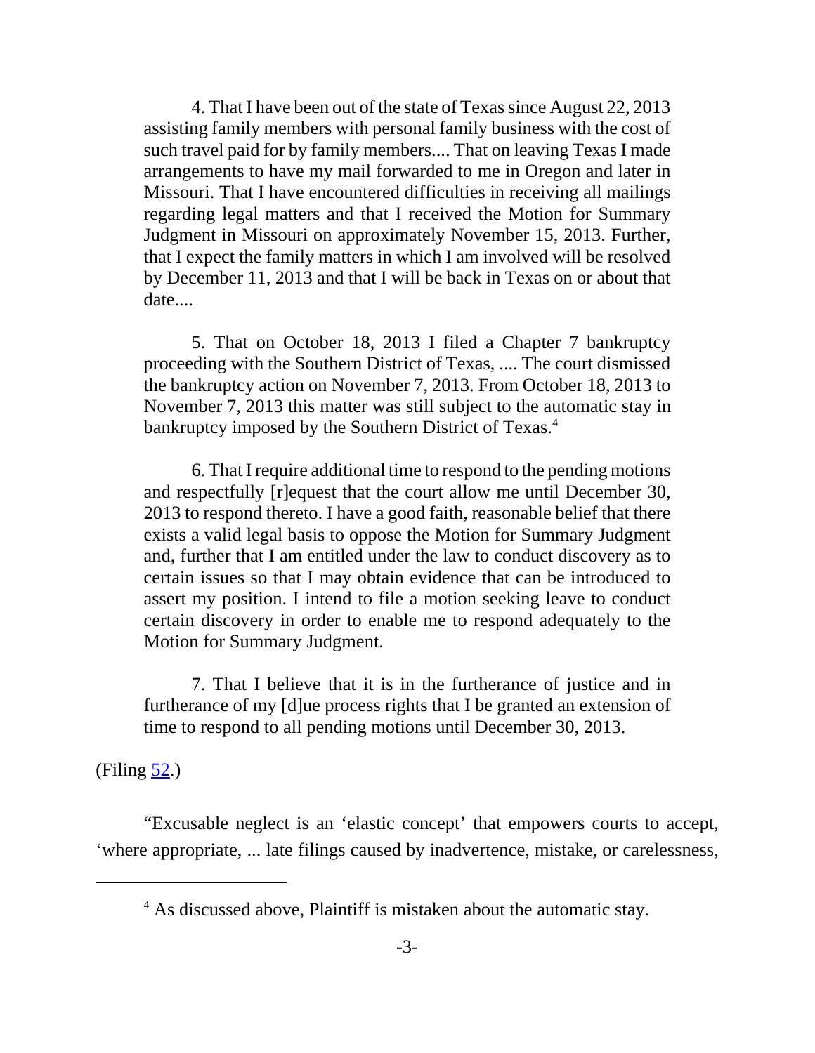> 4. That I have been out of the state of Texas since August 22, 2013 assisting family members with personal family business with the cost of such travel paid for by family members.... That on leaving Texas I made arrangements to have my mail forwarded to me in Oregon and later in Missouri. That I have encountered difficulties in receiving all mailings regarding legal matters and that I received the Motion for Summary Judgment in Missouri on approximately November 15, 2013. Further, that I expect the family matters in which I am involved will be resolved by December 11, 2013 and that I will be back in Texas on or about that date....
>
> 5. That on October 18, 2013 I filed a Chapter 7 bankruptcy proceeding with the Southern District of Texas, .... The court dismissed the bankruptcy action on November 7, 2013. From October 18, 2013 to November 7, 2013 this matter was still subject to the automatic stay in bankruptcy imposed by the Southern District of Texas.[4]
>
> 6. That I require additional time to respond to the pending motions and respectfully [r]equest that the court allow me until December 30, 2013 to respond thereto. I have a good faith, reasonable belief that there exists a valid legal basis to oppose the Motion for Summary Judgment and, further that I am entitled under the law to conduct discovery as to certain issues so that I may obtain evidence that can be introduced to assert my position. I intend to file a motion seeking leave to conduct certain discovery in order to enable me to respond adequately to the Motion for Summary Judgment.
>
> 7. That I believe that it is in the furtherance of justice and in furtherance of my [d]ue process rights that I be granted an extension of time to respond to all pending motions until December 30, 2013.

(Filing 52.)

"Excusable neglect is an 'elastic concept' that empowers courts to accept, 'where appropriate, ... late filings caused by inadvertence, mistake, or carelessness,

---

[4] As discussed above, Plaintiff is mistaken about the automatic stay.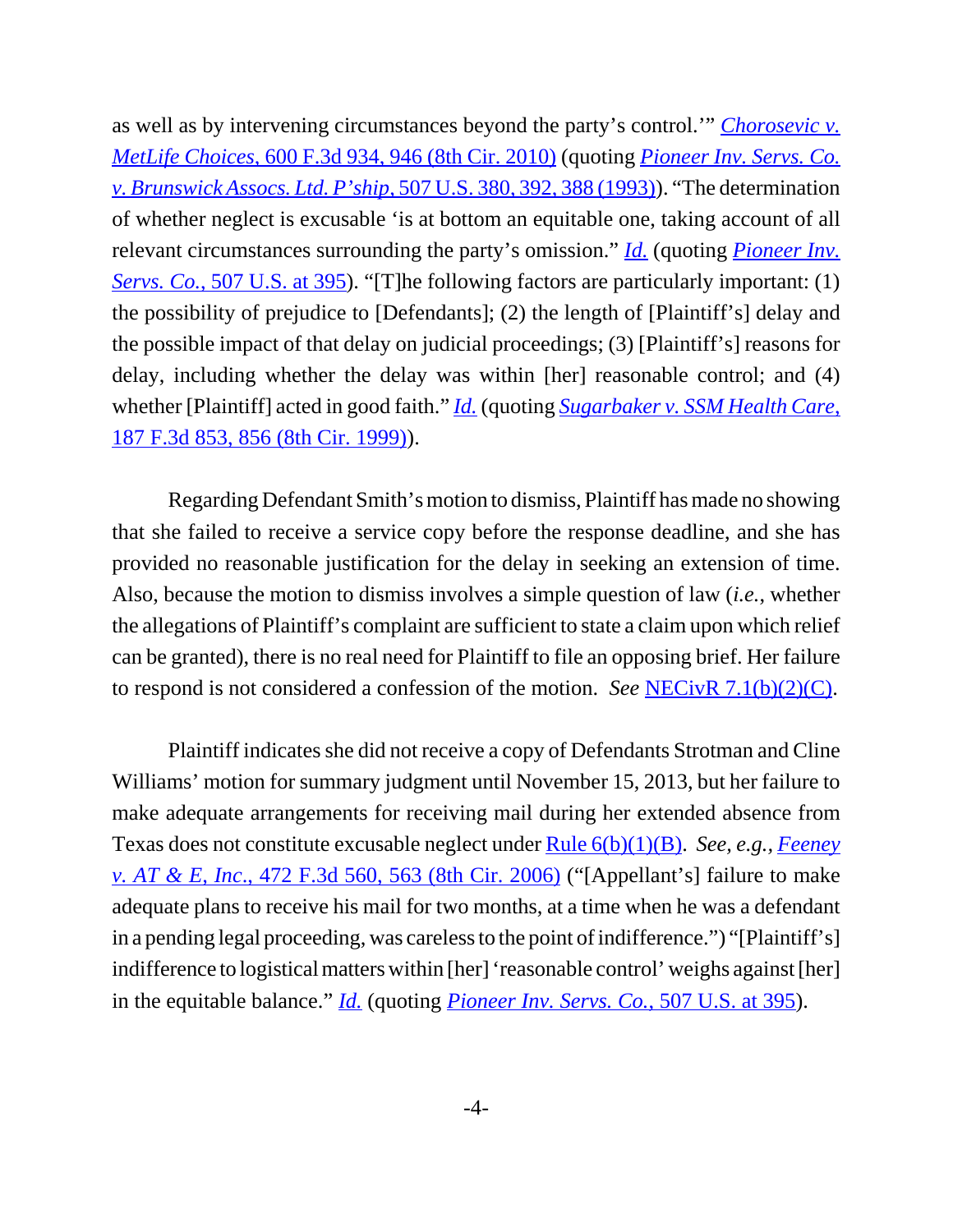as well as by intervening circumstances beyond the party's control.'" *Chorosevic v. MetLife Choices*, 600 F.3d 934, 946 (8th Cir. 2010) (quoting *Pioneer Inv. Servs. Co. v. Brunswick Assocs. Ltd. P'ship*, 507 U.S. 380, 392, 388 (1993)). "The determination of whether neglect is excusable 'is at bottom an equitable one, taking account of all relevant circumstances surrounding the party's omission." *Id.* (quoting *Pioneer Inv. Servs. Co.*, 507 U.S. at 395). "[T]he following factors are particularly important: (1) the possibility of prejudice to [Defendants]; (2) the length of [Plaintiff's] delay and the possible impact of that delay on judicial proceedings; (3) [Plaintiff's] reasons for delay, including whether the delay was within [her] reasonable control; and (4) whether [Plaintiff] acted in good faith." *Id.* (quoting *Sugarbaker v. SSM Health Care*, 187 F.3d 853, 856 (8th Cir. 1999)).

Regarding Defendant Smith's motion to dismiss, Plaintiff has made no showing that she failed to receive a service copy before the response deadline, and she has provided no reasonable justification for the delay in seeking an extension of time. Also, because the motion to dismiss involves a simple question of law (*i.e.*, whether the allegations of Plaintiff's complaint are sufficient to state a claim upon which relief can be granted), there is no real need for Plaintiff to file an opposing brief. Her failure to respond is not considered a confession of the motion. *See* NECivR 7.1(b)(2)(C).

Plaintiff indicates she did not receive a copy of Defendants Strotman and Cline Williams' motion for summary judgment until November 15, 2013, but her failure to make adequate arrangements for receiving mail during her extended absence from Texas does not constitute excusable neglect under Rule 6(b)(1)(B). *See, e.g., Feeney v. AT & E, Inc.*, 472 F.3d 560, 563 (8th Cir. 2006) ("[Appellant's] failure to make adequate plans to receive his mail for two months, at a time when he was a defendant in a pending legal proceeding, was careless to the point of indifference.") "[Plaintiff's] indifference to logistical matters within [her] 'reasonable control' weighs against [her] in the equitable balance." *Id.* (quoting *Pioneer Inv. Servs. Co.*, 507 U.S. at 395).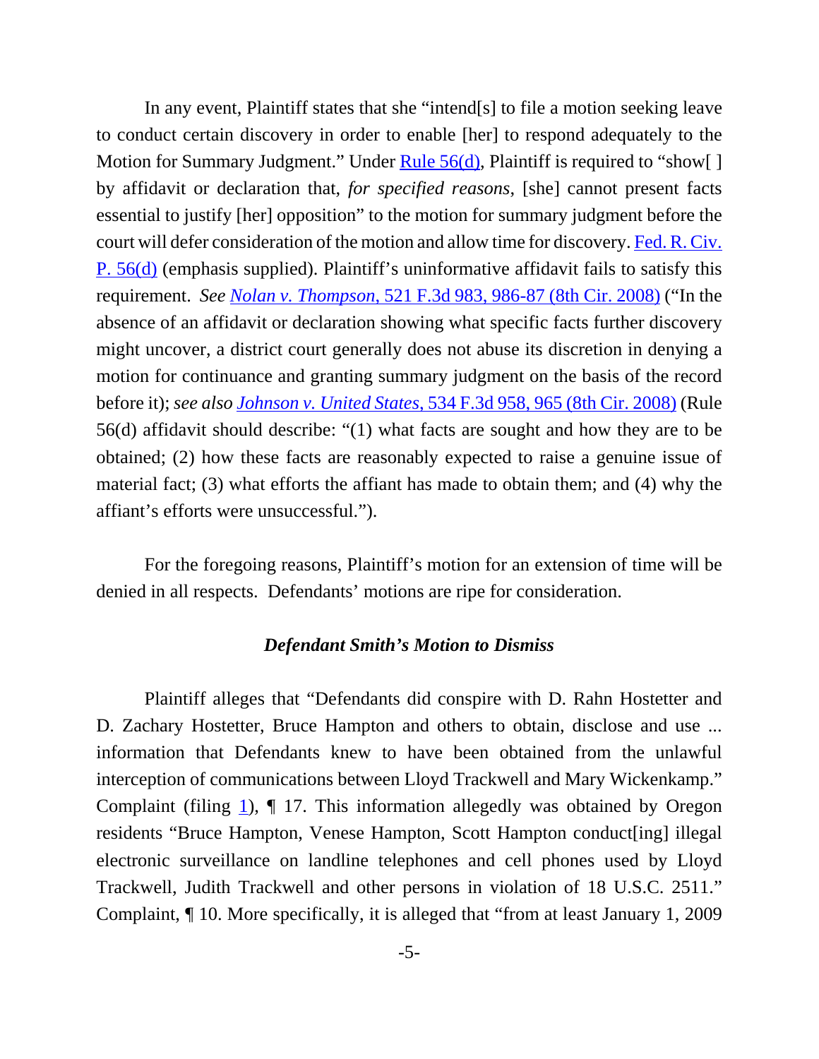In any event, Plaintiff states that she "intend[s] to file a motion seeking leave to conduct certain discovery in order to enable [her] to respond adequately to the Motion for Summary Judgment." Under Rule 56(d), Plaintiff is required to "show[ ] by affidavit or declaration that, *for specified reasons*, [she] cannot present facts essential to justify [her] opposition" to the motion for summary judgment before the court will defer consideration of the motion and allow time for discovery. Fed. R. Civ. P. 56(d) (emphasis supplied). Plaintiff's uninformative affidavit fails to satisfy this requirement. *See Nolan v. Thompson*, 521 F.3d 983, 986-87 (8th Cir. 2008) ("In the absence of an affidavit or declaration showing what specific facts further discovery might uncover, a district court generally does not abuse its discretion in denying a motion for continuance and granting summary judgment on the basis of the record before it); *see also Johnson v. United States*, 534 F.3d 958, 965 (8th Cir. 2008) (Rule 56(d) affidavit should describe: "(1) what facts are sought and how they are to be obtained; (2) how these facts are reasonably expected to raise a genuine issue of material fact; (3) what efforts the affiant has made to obtain them; and (4) why the affiant's efforts were unsuccessful.").

For the foregoing reasons, Plaintiff's motion for an extension of time will be denied in all respects. Defendants' motions are ripe for consideration.

### *Defendant Smith's Motion to Dismiss*

Plaintiff alleges that "Defendants did conspire with D. Rahn Hostetter and D. Zachary Hostetter, Bruce Hampton and others to obtain, disclose and use ... information that Defendants knew to have been obtained from the unlawful interception of communications between Lloyd Trackwell and Mary Wickenkamp." Complaint (filing 1), ¶ 17. This information allegedly was obtained by Oregon residents "Bruce Hampton, Venese Hampton, Scott Hampton conduct[ing] illegal electronic surveillance on landline telephones and cell phones used by Lloyd Trackwell, Judith Trackwell and other persons in violation of 18 U.S.C. 2511." Complaint, ¶ 10. More specifically, it is alleged that "from at least January 1, 2009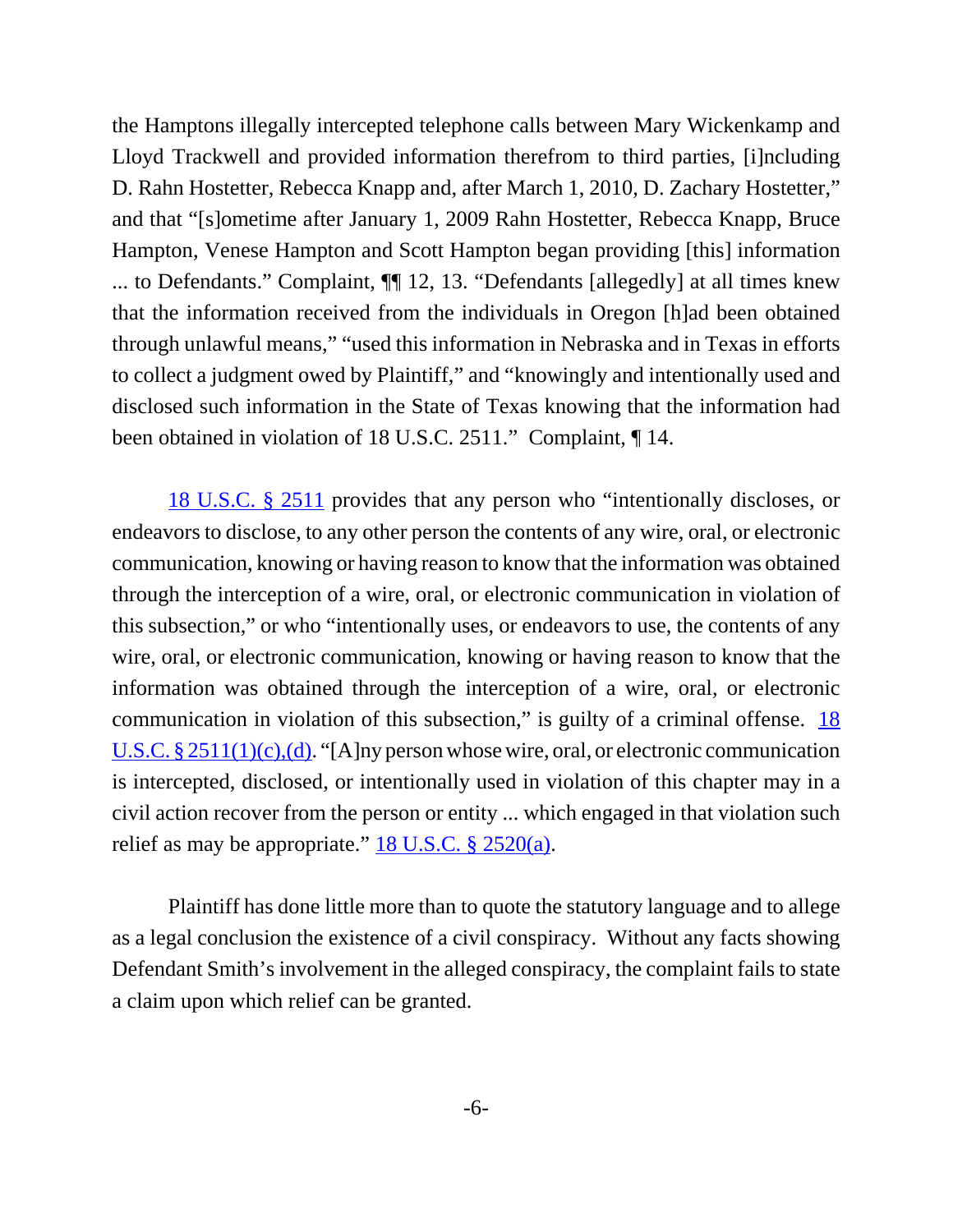the Hamptons illegally intercepted telephone calls between Mary Wickenkamp and Lloyd Trackwell and provided information therefrom to third parties, [i]ncluding D. Rahn Hostetter, Rebecca Knapp and, after March 1, 2010, D. Zachary Hostetter," and that "[s]ometime after January 1, 2009 Rahn Hostetter, Rebecca Knapp, Bruce Hampton, Venese Hampton and Scott Hampton began providing [this] information ... to Defendants." Complaint, ¶¶ 12, 13. "Defendants [allegedly] at all times knew that the information received from the individuals in Oregon [h]ad been obtained through unlawful means," "used this information in Nebraska and in Texas in efforts to collect a judgment owed by Plaintiff," and "knowingly and intentionally used and disclosed such information in the State of Texas knowing that the information had been obtained in violation of 18 U.S.C. 2511." Complaint, ¶ 14.

18 U.S.C. § 2511 provides that any person who "intentionally discloses, or endeavors to disclose, to any other person the contents of any wire, oral, or electronic communication, knowing or having reason to know that the information was obtained through the interception of a wire, oral, or electronic communication in violation of this subsection," or who "intentionally uses, or endeavors to use, the contents of any wire, oral, or electronic communication, knowing or having reason to know that the information was obtained through the interception of a wire, oral, or electronic communication in violation of this subsection," is guilty of a criminal offense. 18 U.S.C. § 2511(1)(c),(d). "[A]ny person whose wire, oral, or electronic communication is intercepted, disclosed, or intentionally used in violation of this chapter may in a civil action recover from the person or entity ... which engaged in that violation such relief as may be appropriate." 18 U.S.C. § 2520(a).

Plaintiff has done little more than to quote the statutory language and to allege as a legal conclusion the existence of a civil conspiracy. Without any facts showing Defendant Smith's involvement in the alleged conspiracy, the complaint fails to state a claim upon which relief can be granted.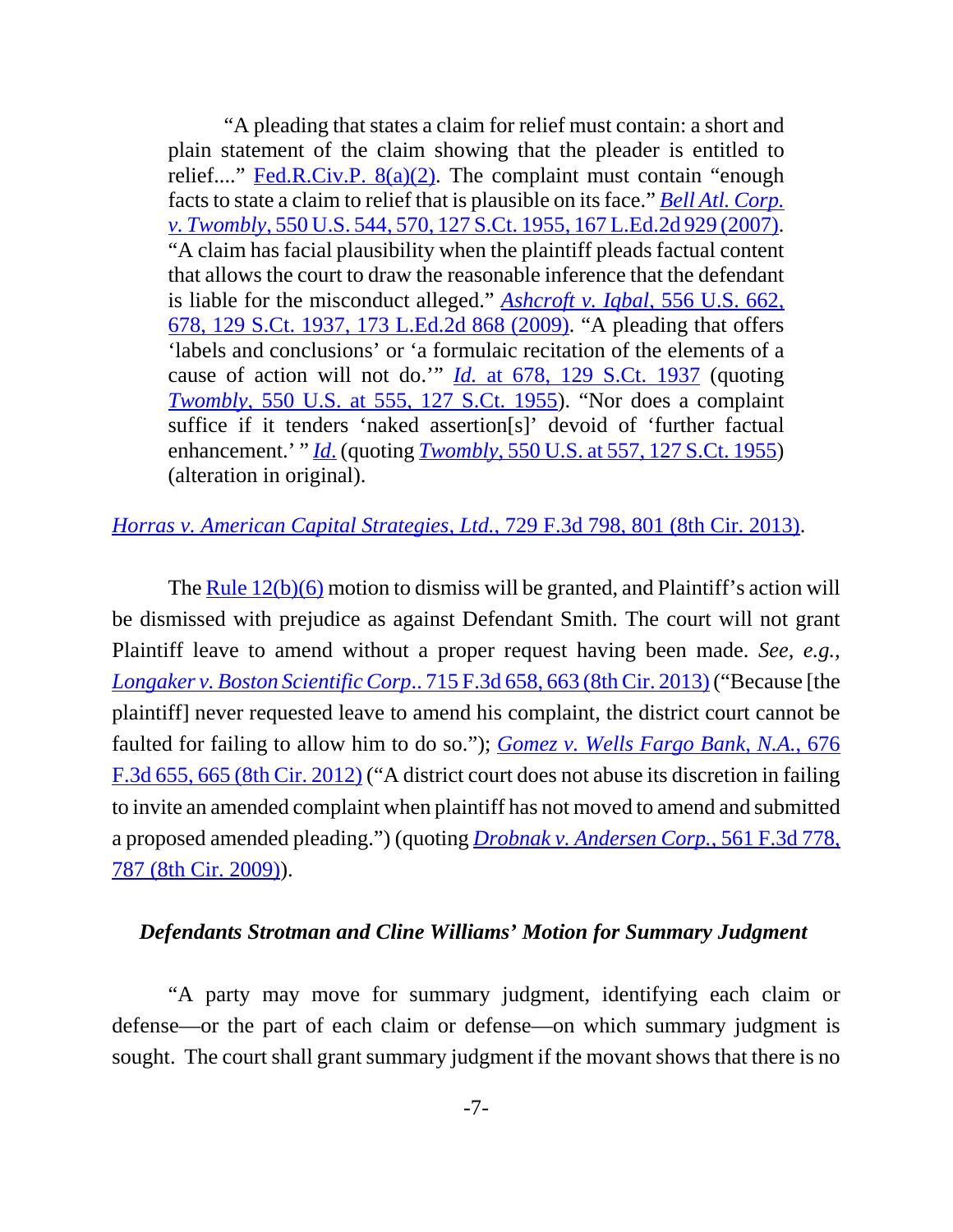> "A pleading that states a claim for relief must contain: a short and plain statement of the claim showing that the pleader is entitled to relief...." Fed.R.Civ.P. 8(a)(2). The complaint must contain "enough facts to state a claim to relief that is plausible on its face." *Bell Atl. Corp. v. Twombly*, 550 U.S. 544, 570, 127 S.Ct. 1955, 167 L.Ed.2d 929 (2007). "A claim has facial plausibility when the plaintiff pleads factual content that allows the court to draw the reasonable inference that the defendant is liable for the misconduct alleged." *Ashcroft v. Iqbal*, 556 U.S. 662, 678, 129 S.Ct. 1937, 173 L.Ed.2d 868 (2009). "A pleading that offers 'labels and conclusions' or 'a formulaic recitation of the elements of a cause of action will not do.'" *Id.* at 678, 129 S.Ct. 1937 (quoting *Twombly*, 550 U.S. at 555, 127 S.Ct. 1955). "Nor does a complaint suffice if it tenders 'naked assertion[s]' devoid of 'further factual enhancement.' " *Id.* (quoting *Twombly*, 550 U.S. at 557, 127 S.Ct. 1955) (alteration in original).

*Horras v. American Capital Strategies, Ltd.*, 729 F.3d 798, 801 (8th Cir. 2013).

The Rule 12(b)(6) motion to dismiss will be granted, and Plaintiff's action will be dismissed with prejudice as against Defendant Smith. The court will not grant Plaintiff leave to amend without a proper request having been made. *See, e.g.*, *Longaker v. Boston Scientific Corp*.. 715 F.3d 658, 663 (8th Cir. 2013) ("Because [the plaintiff] never requested leave to amend his complaint, the district court cannot be faulted for failing to allow him to do so."); *Gomez v. Wells Fargo Bank, N.A.*, 676 F.3d 655, 665 (8th Cir. 2012) ("A district court does not abuse its discretion in failing to invite an amended complaint when plaintiff has not moved to amend and submitted a proposed amended pleading.") (quoting *Drobnak v. Andersen Corp.*, 561 F.3d 778, 787 (8th Cir. 2009)).

### *Defendants Strotman and Cline Williams' Motion for Summary Judgment*

"A party may move for summary judgment, identifying each claim or defense—or the part of each claim or defense—on which summary judgment is sought. The court shall grant summary judgment if the movant shows that there is no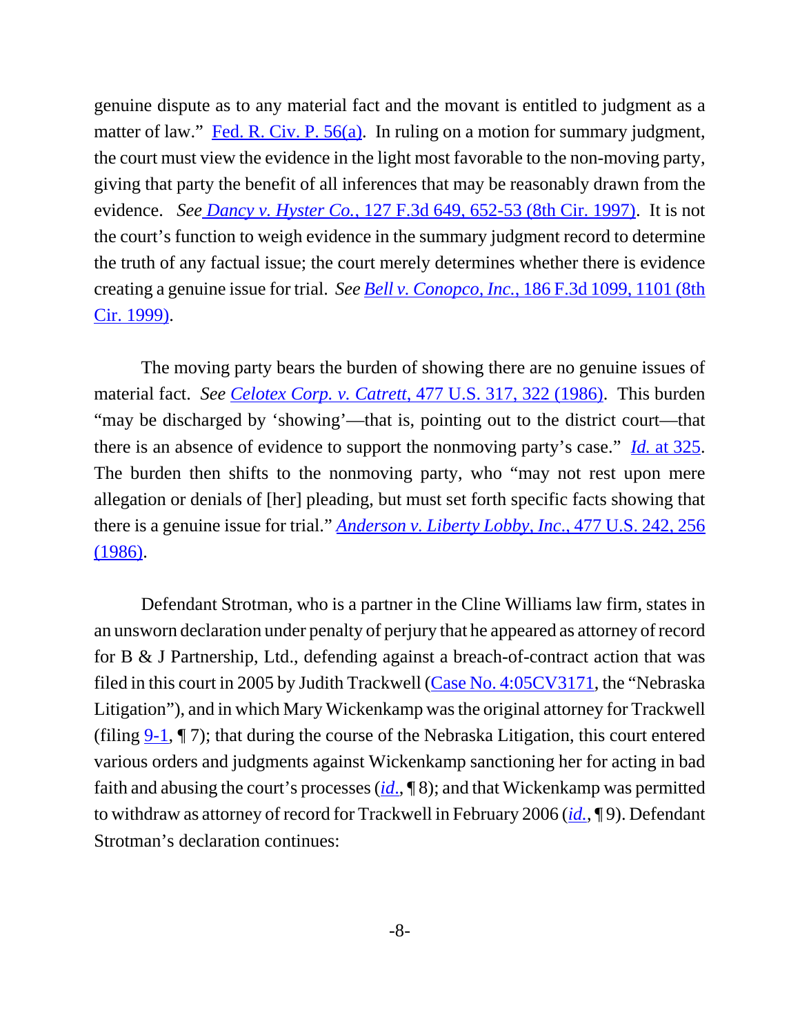genuine dispute as to any material fact and the movant is entitled to judgment as a matter of law." Fed. R. Civ. P. 56(a). In ruling on a motion for summary judgment, the court must view the evidence in the light most favorable to the non-moving party, giving that party the benefit of all inferences that may be reasonably drawn from the evidence. *See Dancy v. Hyster Co.*, 127 F.3d 649, 652-53 (8th Cir. 1997). It is not the court's function to weigh evidence in the summary judgment record to determine the truth of any factual issue; the court merely determines whether there is evidence creating a genuine issue for trial. *See Bell v. Conopco, Inc.*, 186 F.3d 1099, 1101 (8th Cir. 1999).

The moving party bears the burden of showing there are no genuine issues of material fact. *See Celotex Corp. v. Catrett*, 477 U.S. 317, 322 (1986). This burden "may be discharged by 'showing'—that is, pointing out to the district court—that there is an absence of evidence to support the nonmoving party's case." *Id.* at 325. The burden then shifts to the nonmoving party, who "may not rest upon mere allegation or denials of [her] pleading, but must set forth specific facts showing that there is a genuine issue for trial." *Anderson v. Liberty Lobby, Inc.*, 477 U.S. 242, 256 (1986).

Defendant Strotman, who is a partner in the Cline Williams law firm, states in an unsworn declaration under penalty of perjury that he appeared as attorney of record for B & J Partnership, Ltd., defending against a breach-of-contract action that was filed in this court in 2005 by Judith Trackwell (Case No. 4:05CV3171, the "Nebraska Litigation"), and in which Mary Wickenkamp was the original attorney for Trackwell (filing 9-1, ¶ 7); that during the course of the Nebraska Litigation, this court entered various orders and judgments against Wickenkamp sanctioning her for acting in bad faith and abusing the court's processes (*id.*, ¶ 8); and that Wickenkamp was permitted to withdraw as attorney of record for Trackwell in February 2006 (*id.*, ¶ 9). Defendant Strotman's declaration continues: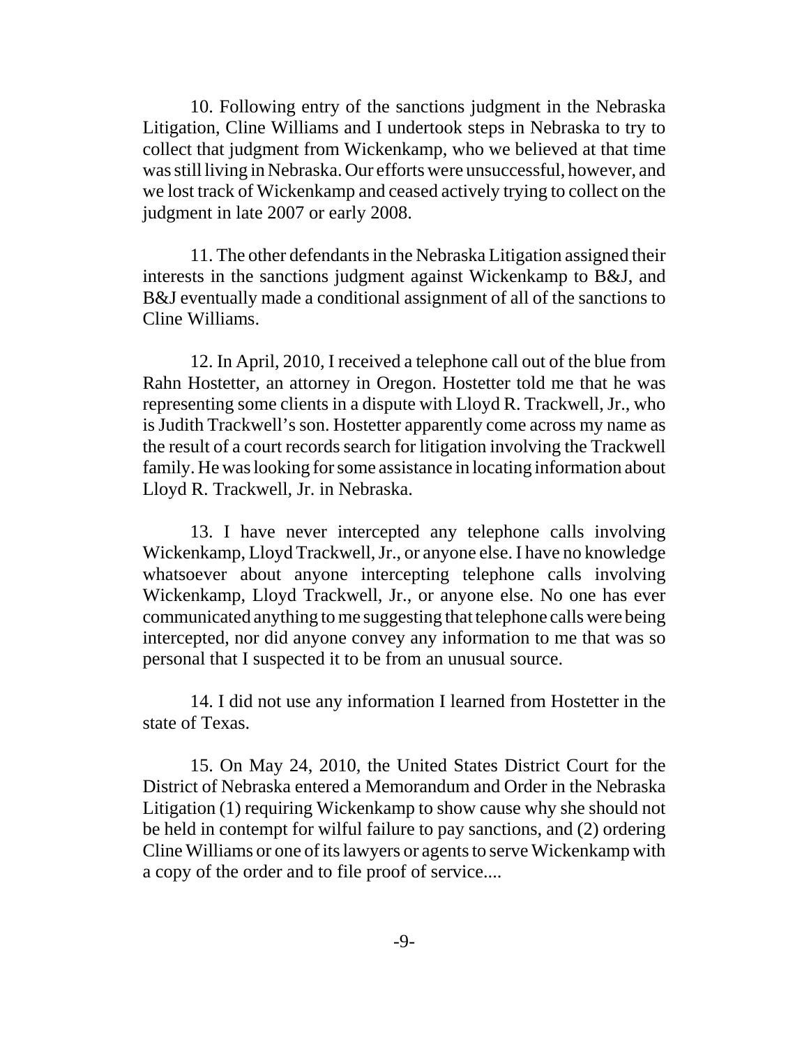10. Following entry of the sanctions judgment in the Nebraska Litigation, Cline Williams and I undertook steps in Nebraska to try to collect that judgment from Wickenkamp, who we believed at that time was still living in Nebraska. Our efforts were unsuccessful, however, and we lost track of Wickenkamp and ceased actively trying to collect on the judgment in late 2007 or early 2008.

11. The other defendants in the Nebraska Litigation assigned their interests in the sanctions judgment against Wickenkamp to B&J, and B&J eventually made a conditional assignment of all of the sanctions to Cline Williams.

12. In April, 2010, I received a telephone call out of the blue from Rahn Hostetter, an attorney in Oregon. Hostetter told me that he was representing some clients in a dispute with Lloyd R. Trackwell, Jr., who is Judith Trackwell's son. Hostetter apparently come across my name as the result of a court records search for litigation involving the Trackwell family. He was looking for some assistance in locating information about Lloyd R. Trackwell, Jr. in Nebraska.

13. I have never intercepted any telephone calls involving Wickenkamp, Lloyd Trackwell, Jr., or anyone else. I have no knowledge whatsoever about anyone intercepting telephone calls involving Wickenkamp, Lloyd Trackwell, Jr., or anyone else. No one has ever communicated anything to me suggesting that telephone calls were being intercepted, nor did anyone convey any information to me that was so personal that I suspected it to be from an unusual source.

14. I did not use any information I learned from Hostetter in the state of Texas.

15. On May 24, 2010, the United States District Court for the District of Nebraska entered a Memorandum and Order in the Nebraska Litigation (1) requiring Wickenkamp to show cause why she should not be held in contempt for wilful failure to pay sanctions, and (2) ordering Cline Williams or one of its lawyers or agents to serve Wickenkamp with a copy of the order and to file proof of service....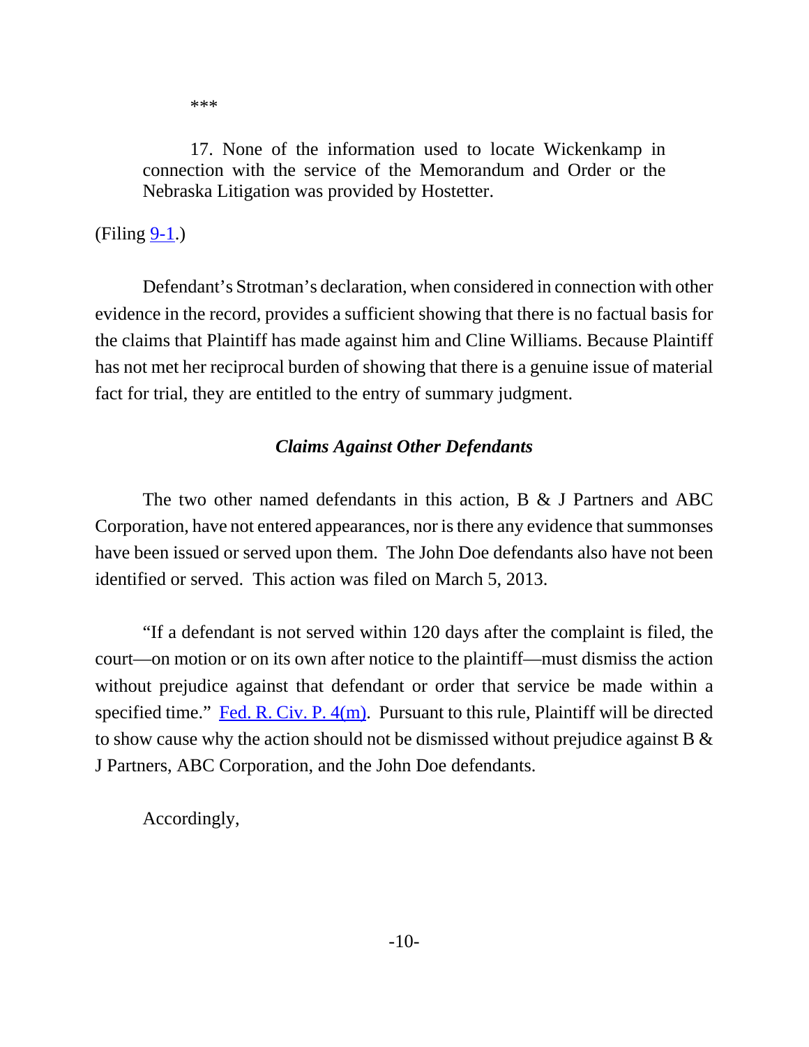> \*\*\*
>
> 17. None of the information used to locate Wickenkamp in connection with the service of the Memorandum and Order or the Nebraska Litigation was provided by Hostetter.

(Filing 9-1.)

Defendant's Strotman's declaration, when considered in connection with other evidence in the record, provides a sufficient showing that there is no factual basis for the claims that Plaintiff has made against him and Cline Williams. Because Plaintiff has not met her reciprocal burden of showing that there is a genuine issue of material fact for trial, they are entitled to the entry of summary judgment.

### *Claims Against Other Defendants*

The two other named defendants in this action, B & J Partners and ABC Corporation, have not entered appearances, nor is there any evidence that summonses have been issued or served upon them. The John Doe defendants also have not been identified or served. This action was filed on March 5, 2013.

"If a defendant is not served within 120 days after the complaint is filed, the court—on motion or on its own after notice to the plaintiff—must dismiss the action without prejudice against that defendant or order that service be made within a specified time." Fed. R. Civ. P. 4(m). Pursuant to this rule, Plaintiff will be directed to show cause why the action should not be dismissed without prejudice against B & J Partners, ABC Corporation, and the John Doe defendants.

Accordingly,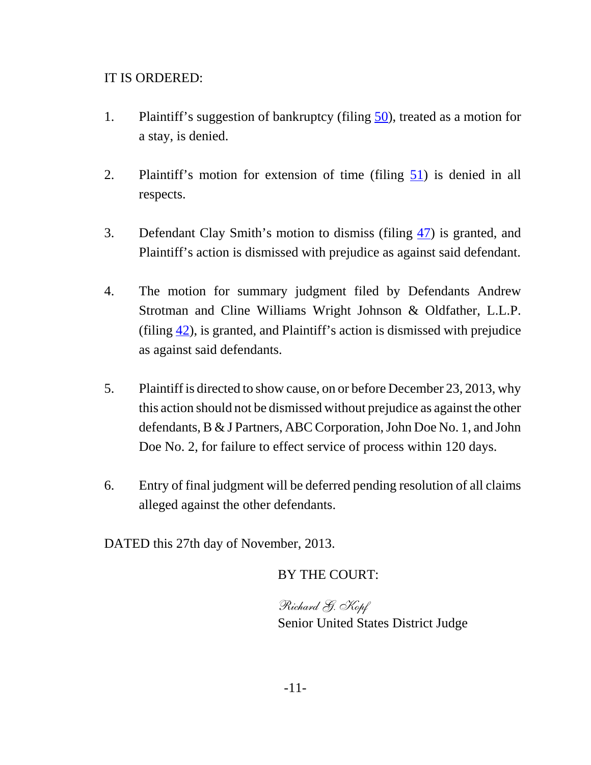IT IS ORDERED:

1. Plaintiff's suggestion of bankruptcy (filing 50), treated as a motion for a stay, is denied.

2. Plaintiff's motion for extension of time (filing 51) is denied in all respects.

3. Defendant Clay Smith's motion to dismiss (filing 47) is granted, and Plaintiff's action is dismissed with prejudice as against said defendant.

4. The motion for summary judgment filed by Defendants Andrew Strotman and Cline Williams Wright Johnson & Oldfather, L.L.P. (filing 42), is granted, and Plaintiff's action is dismissed with prejudice as against said defendants.

5. Plaintiff is directed to show cause, on or before December 23, 2013, why this action should not be dismissed without prejudice as against the other defendants, B & J Partners, ABC Corporation, John Doe No. 1, and John Doe No. 2, for failure to effect service of process within 120 days.

6. Entry of final judgment will be deferred pending resolution of all claims alleged against the other defendants.

DATED this 27th day of November, 2013.

BY THE COURT:

*Richard G. Kopf*
Senior United States District Judge